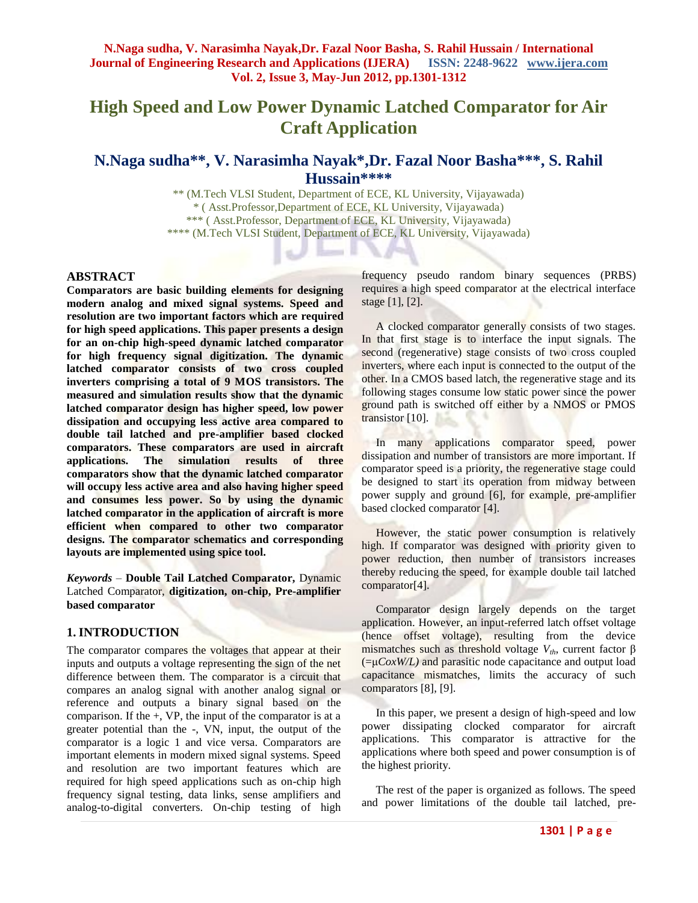# High Speed and Low Power Dynamic Latched Comparator for Air Craft Application

## N.Naga sudha**, V. Narasimha Nayak*,Dr. Fazal Noor Basha***, S. Rahil Hussain****

** (M.Tech VLSI Student, Department of ECE, KL University, Vijayawada)
* ( Asst.Professor,Department of ECE, KL University, Vijayawada)
*** ( Asst.Professor, Department of ECE, KL University, Vijayawada)
**** (M.Tech VLSI Student, Department of ECE, KL University, Vijayawada)

## ABSTRACT

**Comparators are basic building elements for designing modern analog and mixed signal systems. Speed and resolution are two important factors which are required for high speed applications. This paper presents a design for an on-chip high-speed dynamic latched comparator for high frequency signal digitization. The dynamic latched comparator consists of two cross coupled inverters comprising a total of 9 MOS transistors. The measured and simulation results show that the dynamic latched comparator design has higher speed, low power dissipation and occupying less active area compared to double tail latched and pre-amplifier based clocked comparators. These comparators are used in aircraft applications. The simulation results of three comparators show that the dynamic latched comparator will occupy less active area and also having higher speed and consumes less power. So by using the dynamic latched comparator in the application of aircraft is more efficient when compared to other two comparator designs. The comparator schematics and corresponding layouts are implemented using spice tool.**

*Keywords* – **Double Tail Latched Comparator,** Dynamic Latched Comparator, **digitization, on-chip, Pre-amplifier based comparator**

## 1. INTRODUCTION

The comparator compares the voltages that appear at their inputs and outputs a voltage representing the sign of the net difference between them. The comparator is a circuit that compares an analog signal with another analog signal or reference and outputs a binary signal based on the comparison. If the +, VP, the input of the comparator is at a greater potential than the -, VN, input, the output of the comparator is a logic 1 and vice versa. Comparators are important elements in modern mixed signal systems. Speed and resolution are two important features which are required for high speed applications such as on-chip high frequency signal testing, data links, sense amplifiers and analog-to-digital converters. On-chip testing of high frequency pseudo random binary sequences (PRBS) requires a high speed comparator at the electrical interface stage [1], [2].

A clocked comparator generally consists of two stages. In that first stage is to interface the input signals. The second (regenerative) stage consists of two cross coupled inverters, where each input is connected to the output of the other. In a CMOS based latch, the regenerative stage and its following stages consume low static power since the power ground path is switched off either by a NMOS or PMOS transistor [10].

In many applications comparator speed, power dissipation and number of transistors are more important. If comparator speed is a priority, the regenerative stage could be designed to start its operation from midway between power supply and ground [6], for example, pre-amplifier based clocked comparator [4].

However, the static power consumption is relatively high. If comparator was designed with priority given to power reduction, then number of transistors increases thereby reducing the speed, for example double tail latched comparator[4].

Comparator design largely depends on the target application. However, an input-referred latch offset voltage (hence offset voltage), resulting from the device mismatches such as threshold voltage $V_{th}$, current factor β (=μ*CoxW/L)* and parasitic node capacitance and output load capacitance mismatches, limits the accuracy of such comparators [8], [9].

In this paper, we present a design of high-speed and low power dissipating clocked comparator for aircraft applications. This comparator is attractive for the applications where both speed and power consumption is of the highest priority.

The rest of the paper is organized as follows. The speed and power limitations of the double tail latched, pre-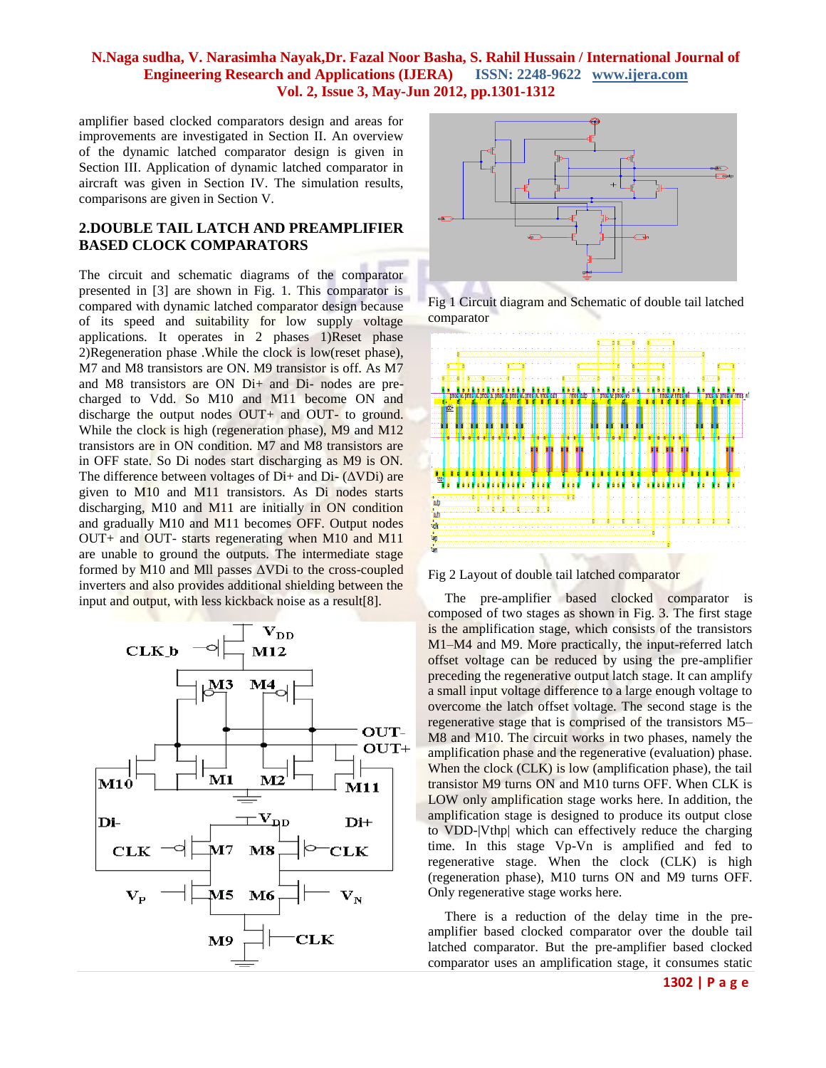amplifier based clocked comparators design and areas for improvements are investigated in Section II. An overview of the dynamic latched comparator design is given in Section III. Application of dynamic latched comparator in aircraft was given in Section IV. The simulation results, comparisons are given in Section V.

## 2.DOUBLE TAIL LATCH AND PREAMPLIFIER BASED CLOCK COMPARATORS

The circuit and schematic diagrams of the comparator presented in [3] are shown in Fig. 1. This comparator is compared with dynamic latched comparator design because of its speed and suitability for low supply voltage applications. It operates in 2 phases 1)Reset phase 2)Regeneration phase .While the clock is low(reset phase), M7 and M8 transistors are ON. M9 transistor is off. As M7 and M8 transistors are ON Di+ and Di- nodes are pre-charged to Vdd. So M10 and M11 become ON and discharge the output nodes OUT+ and OUT- to ground. While the clock is high (regeneration phase), M9 and M12 transistors are in ON condition. M7 and M8 transistors are in OFF state. So Di nodes start discharging as M9 is ON. The difference between voltages of Di+ and Di- ($\Delta$VDi) are given to M10 and M11 transistors. As Di nodes starts discharging, M10 and M11 are initially in ON condition and gradually M10 and M11 becomes OFF. Output nodes OUT+ and OUT- starts regenerating when M10 and M11 are unable to ground the outputs. The intermediate stage formed by M10 and Mll passes $\Delta$VDi to the cross-coupled inverters and also provides additional shielding between the input and output, with less kickback noise as a result[8].

Fig 1 Circuit diagram and Schematic of double tail latched comparator

Fig 2 Layout of double tail latched comparator

The pre-amplifier based clocked comparator is composed of two stages as shown in Fig. 3. The first stage is the amplification stage, which consists of the transistors M1–M4 and M9. More practically, the input-referred latch offset voltage can be reduced by using the pre-amplifier preceding the regenerative output latch stage. It can amplify a small input voltage difference to a large enough voltage to overcome the latch offset voltage. The second stage is the regenerative stage that is comprised of the transistors M5–M8 and M10. The circuit works in two phases, namely the amplification phase and the regenerative (evaluation) phase. When the clock (CLK) is low (amplification phase), the tail transistor M9 turns ON and M10 turns OFF. When CLK is LOW only amplification stage works here. In addition, the amplification stage is designed to produce its output close to VDD-|Vthp| which can effectively reduce the charging time. In this stage Vp-Vn is amplified and fed to regenerative stage. When the clock (CLK) is high (regeneration phase), M10 turns ON and M9 turns OFF. Only regenerative stage works here.

There is a reduction of the delay time in the pre-amplifier based clocked comparator over the double tail latched comparator. But the pre-amplifier based clocked comparator uses an amplification stage, it consumes static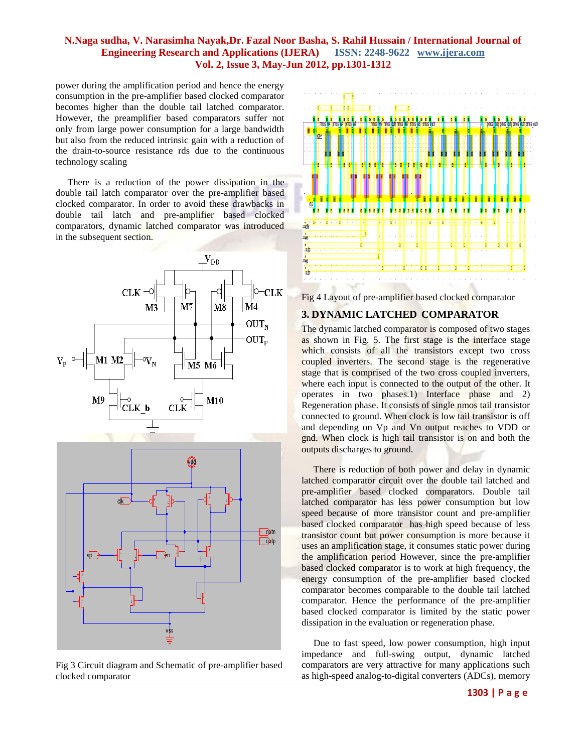power during the amplification period and hence the energy consumption in the pre-amplifier based clocked comparator becomes higher than the double tail latched comparator. However, the preamplifier based comparators suffer not only from large power consumption for a large bandwidth but also from the reduced intrinsic gain with a reduction of the drain-to-source resistance rds due to the continuous technology scaling

There is a reduction of the power dissipation in the double tail latch comparator over the pre-amplifier based clocked comparator. In order to avoid these drawbacks in double tail latch and pre-amplifier based clocked comparators, dynamic latched comparator was introduced in the subsequent section.

Fig 3 Circuit diagram and Schematic of pre-amplifier based clocked comparator

Fig 4 Layout of pre-amplifier based clocked comparator

## 3. DYNAMIC LATCHED COMPARATOR

The dynamic latched comparator is composed of two stages as shown in Fig. 5. The first stage is the interface stage which consists of all the transistors except two cross coupled inverters. The second stage is the regenerative stage that is comprised of the two cross coupled inverters, where each input is connected to the output of the other. It operates in two phases.1) Interface phase and 2) Regeneration phase. It consists of single nmos tail transistor connected to ground. When clock is low tail transistor is off and depending on Vp and Vn output reaches to VDD or gnd. When clock is high tail transistor is on and both the outputs discharges to ground.

There is reduction of both power and delay in dynamic latched comparator circuit over the double tail latched and pre-amplifier based clocked comparators. Double tail latched comparator has less power consumption but low speed because of more transistor count and pre-amplifier based clocked comparator has high speed because of less transistor count but power consumption is more because it uses an amplification stage, it consumes static power during the amplification period However, since the pre-amplifier based clocked comparator is to work at high frequency, the energy consumption of the pre-amplifier based clocked comparator becomes comparable to the double tail latched comparator. Hence the performance of the pre-amplifier based clocked comparator is limited by the static power dissipation in the evaluation or regeneration phase.

Due to fast speed, low power consumption, high input impedance and full-swing output, dynamic latched comparators are very attractive for many applications such as high-speed analog-to-digital converters (ADCs), memory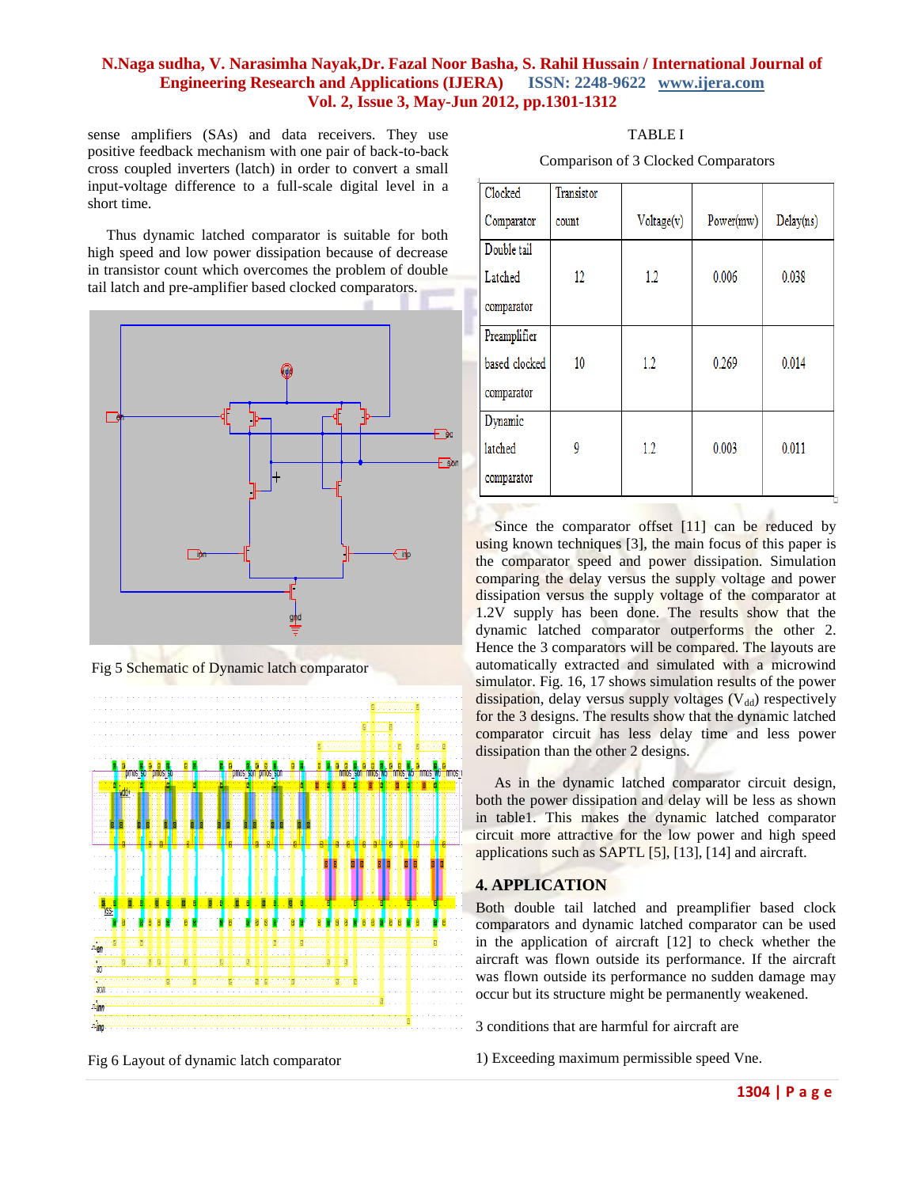sense amplifiers (SAs) and data receivers. They use positive feedback mechanism with one pair of back-to-back cross coupled inverters (latch) in order to convert a small input-voltage difference to a full-scale digital level in a short time.

Thus dynamic latched comparator is suitable for both high speed and low power dissipation because of decrease in transistor count which overcomes the problem of double tail latch and pre-amplifier based clocked comparators.

Fig 5 Schematic of Dynamic latch comparator

Fig 6 Layout of dynamic latch comparator

TABLE I

Comparison of 3 Clocked Comparators

| Clocked Comparator | Transistor count | Voltage(v) | Power(mw) | Delay(ns) |
|---|---|---|---|---|
| Double tail Latched comparator | 12 | 1.2 | 0.006 | 0.038 |
| Preamplifier based clocked comparator | 10 | 1.2 | 0.269 | 0.014 |
| Dynamic latched comparator | 9 | 1.2 | 0.003 | 0.011 |

Since the comparator offset [11] can be reduced by using known techniques [3], the main focus of this paper is the comparator speed and power dissipation. Simulation comparing the delay versus the supply voltage and power dissipation versus the supply voltage of the comparator at 1.2V supply has been done. The results show that the dynamic latched comparator outperforms the other 2. Hence the 3 comparators will be compared. The layouts are automatically extracted and simulated with a microwind simulator. Fig. 16, 17 shows simulation results of the power dissipation, delay versus supply voltages ($V_{dd}$) respectively for the 3 designs. The results show that the dynamic latched comparator circuit has less delay time and less power dissipation than the other 2 designs.

As in the dynamic latched comparator circuit design, both the power dissipation and delay will be less as shown in table1. This makes the dynamic latched comparator circuit more attractive for the low power and high speed applications such as SAPTL [5], [13], [14] and aircraft.

## 4. APPLICATION

Both double tail latched and preamplifier based clock comparators and dynamic latched comparator can be used in the application of aircraft [12] to check whether the aircraft was flown outside its performance. If the aircraft was flown outside its performance no sudden damage may occur but its structure might be permanently weakened.

3 conditions that are harmful for aircraft are

1) Exceeding maximum permissible speed Vne.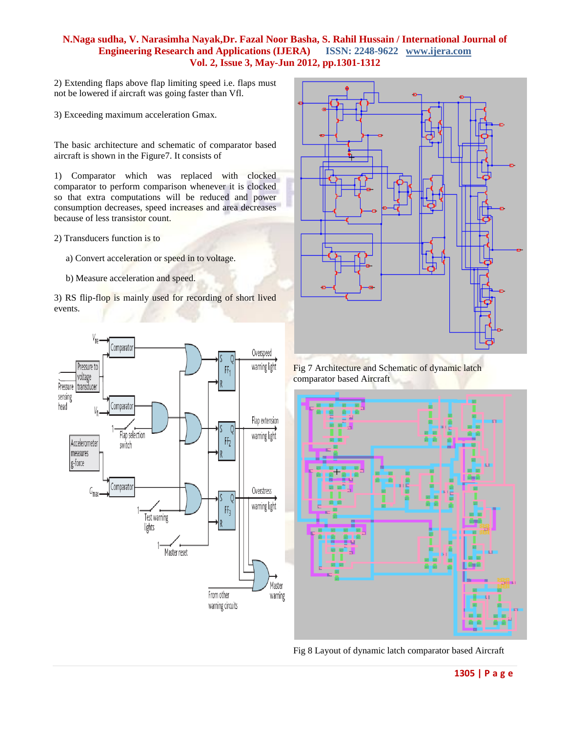2) Extending flaps above flap limiting speed i.e. flaps must not be lowered if aircraft was going faster than Vfl.

3) Exceeding maximum acceleration Gmax.

The basic architecture and schematic of comparator based aircraft is shown in the Figure7. It consists of

1) Comparator which was replaced with clocked comparator to perform comparison whenever it is clocked so that extra computations will be reduced and power consumption decreases, speed increases and area decreases because of less transistor count.

2) Transducers function is to

a) Convert acceleration or speed in to voltage.

b) Measure acceleration and speed.

3) RS flip-flop is mainly used for recording of short lived events.

Fig 7 Architecture and Schematic of dynamic latch comparator based Aircraft

Fig 8 Layout of dynamic latch comparator based Aircraft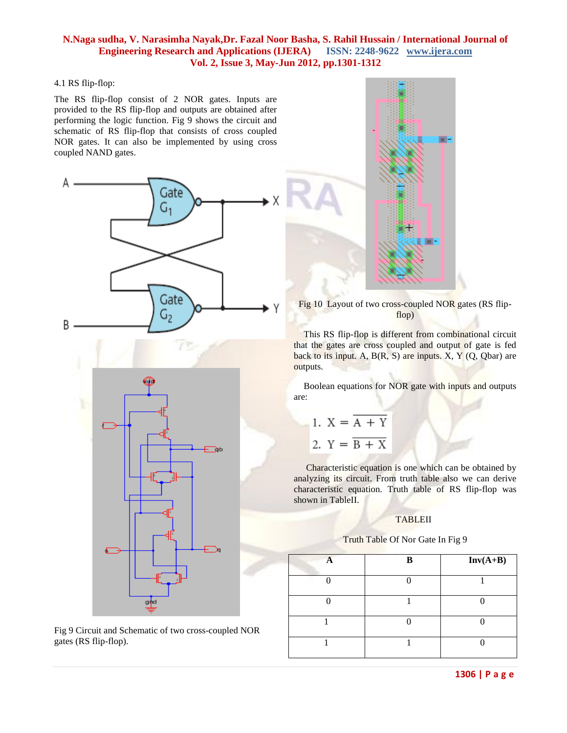4.1 RS flip-flop:

The RS flip-flop consist of 2 NOR gates. Inputs are provided to the RS flip-flop and outputs are obtained after performing the logic function. Fig 9 shows the circuit and schematic of RS flip-flop that consists of cross coupled NOR gates. It can also be implemented by using cross coupled NAND gates.

Fig 9 Circuit and Schematic of two cross-coupled NOR gates (RS flip-flop).

Fig 10 Layout of two cross-coupled NOR gates (RS flip-flop)

This RS flip-flop is different from combinational circuit that the gates are cross coupled and output of gate is fed back to its input. A, B(R, S) are inputs. X, Y (Q, Qbar) are outputs.

Boolean equations for NOR gate with inputs and outputs are:

$$1.\ X = \overline{A + Y}$$

$$2.\ Y = \overline{B + X}$$

Characteristic equation is one which can be obtained by analyzing its circuit. From truth table also we can derive characteristic equation. Truth table of RS flip-flop was shown in TableII.

TABLEII

Truth Table Of Nor Gate In Fig 9

| A | B | Inv(A+B) |
|---|---|---|
| 0 | 0 | 1 |
| 0 | 1 | 0 |
| 1 | 0 | 0 |
| 1 | 1 | 0 |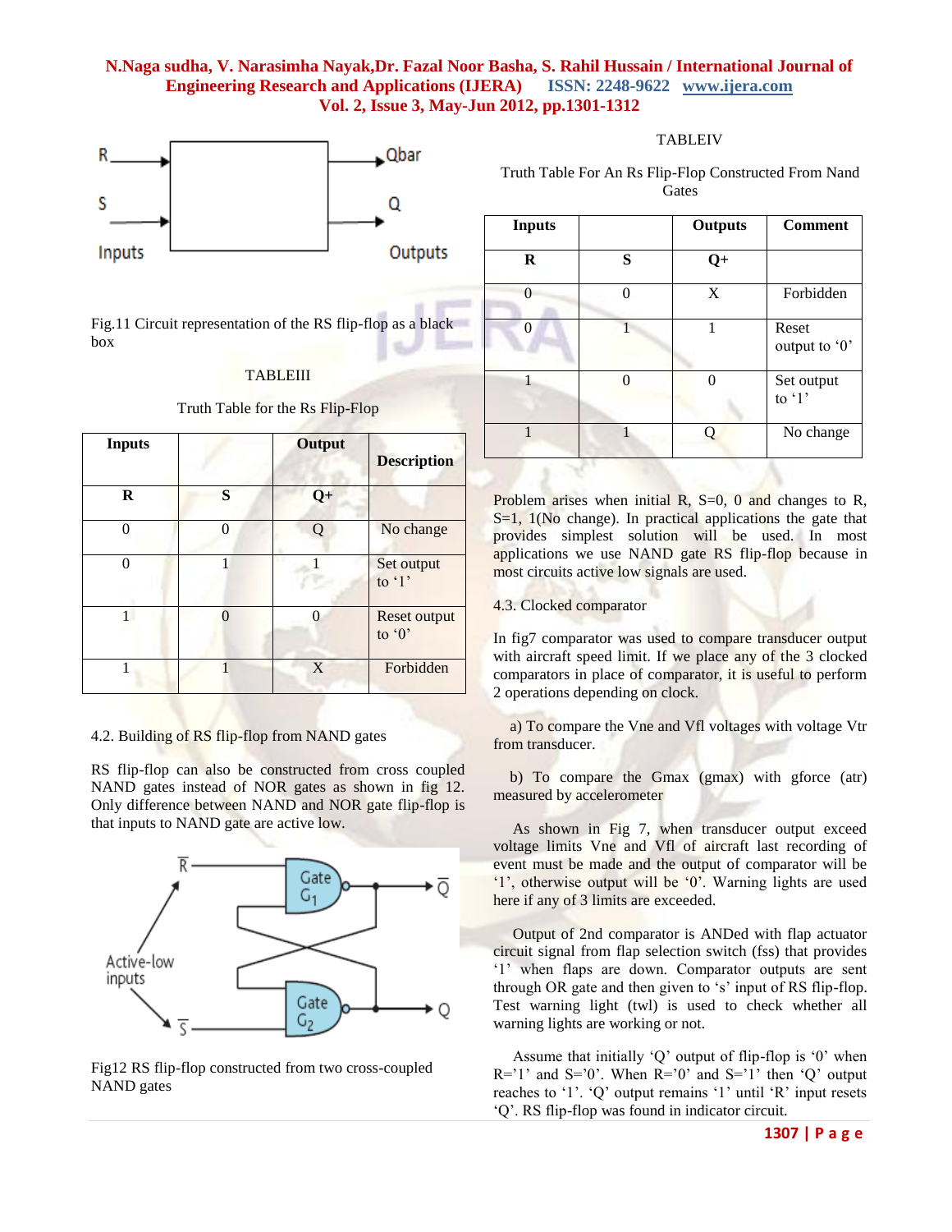Fig.11 Circuit representation of the RS flip-flop as a black box

TABLEIII

Truth Table for the Rs Flip-Flop

| Inputs | | Output | Description |
|---|---|---|---|
| R | S | Q+ | |
| 0 | 0 | Q | No change |
| 0 | 1 | 1 | Set output to '1' |
| 1 | 0 | 0 | Reset output to '0' |
| 1 | 1 | X | Forbidden |

4.2. Building of RS flip-flop from NAND gates

RS flip-flop can also be constructed from cross coupled NAND gates instead of NOR gates as shown in fig 12. Only difference between NAND and NOR gate flip-flop is that inputs to NAND gate are active low.

Fig12 RS flip-flop constructed from two cross-coupled NAND gates

TABLEIV

Truth Table For An Rs Flip-Flop Constructed From Nand Gates

| Inputs | | Outputs | Comment |
|---|---|---|---|
| R | S | Q+ | |
| 0 | 0 | X | Forbidden |
| 0 | 1 | 1 | Reset output to '0' |
| 1 | 0 | 0 | Set output to '1' |
| 1 | 1 | Q | No change |

Problem arises when initial R, S=0, 0 and changes to R, S=1, 1(No change). In practical applications the gate that provides simplest solution will be used. In most applications we use NAND gate RS flip-flop because in most circuits active low signals are used.

4.3. Clocked comparator

In fig7 comparator was used to compare transducer output with aircraft speed limit. If we place any of the 3 clocked comparators in place of comparator, it is useful to perform 2 operations depending on clock.

a) To compare the Vne and Vfl voltages with voltage Vtr from transducer.

b) To compare the Gmax (gmax) with gforce (atr) measured by accelerometer

As shown in Fig 7, when transducer output exceed voltage limits Vne and Vfl of aircraft last recording of event must be made and the output of comparator will be '1', otherwise output will be '0'. Warning lights are used here if any of 3 limits are exceeded.

Output of 2nd comparator is ANDed with flap actuator circuit signal from flap selection switch (fss) that provides '1' when flaps are down. Comparator outputs are sent through OR gate and then given to 's' input of RS flip-flop. Test warning light (twl) is used to check whether all warning lights are working or not.

Assume that initially 'Q' output of flip-flop is '0' when R='1' and S='0'. When R='0' and S='1' then 'Q' output reaches to '1'. 'Q' output remains '1' until 'R' input resets 'Q'. RS flip-flop was found in indicator circuit.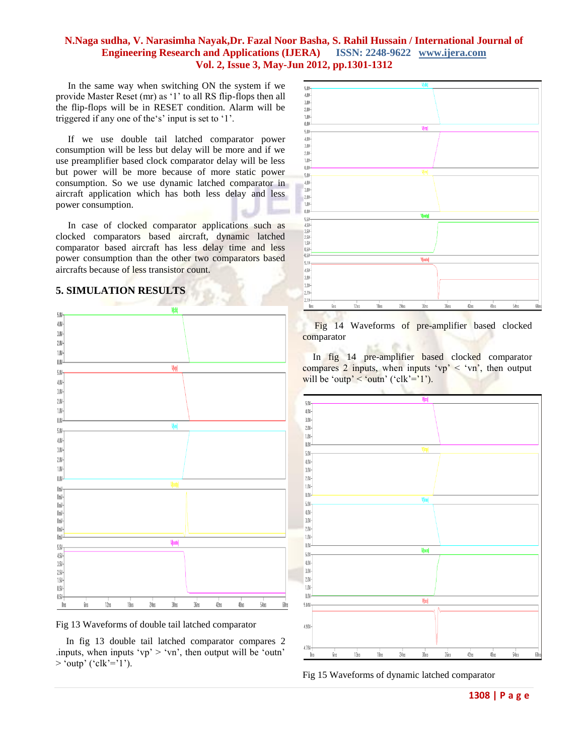In the same way when switching ON the system if we provide Master Reset (mr) as '1' to all RS flip-flops then all the flip-flops will be in RESET condition. Alarm will be triggered if any one of the's' input is set to '1'.

If we use double tail latched comparator power consumption will be less but delay will be more and if we use preamplifier based clock comparator delay will be less but power will be more because of more static power consumption. So we use dynamic latched comparator in aircraft application which has both less delay and less power consumption.

In case of clocked comparator applications such as clocked comparators based aircraft, dynamic latched comparator based aircraft has less delay time and less power consumption than the other two comparators based aircrafts because of less transistor count.

## 5. SIMULATION RESULTS

Fig 13 Waveforms of double tail latched comparator

In fig 13 double tail latched comparator compares 2 .inputs, when inputs 'vp' > 'vn', then output will be 'outn' > 'outp' ('clk'='1').

Fig 14 Waveforms of pre-amplifier based clocked comparator

In fig 14 pre-amplifier based clocked comparator compares 2 inputs, when inputs 'vp' < 'vn', then output will be 'outp' < 'outn' ('clk'='1').

Fig 15 Waveforms of dynamic latched comparator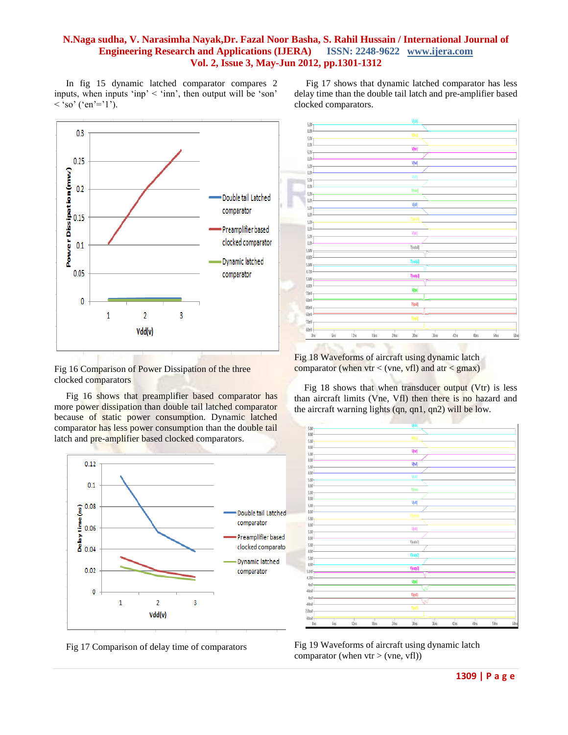In fig 15 dynamic latched comparator compares 2 inputs, when inputs 'inp' < 'inn', then output will be 'son' < 'so' ('en'='1').

Fig 16 Comparison of Power Dissipation of the three clocked comparators

Fig 16 shows that preamplifier based comparator has more power dissipation than double tail latched comparator because of static power consumption. Dynamic latched comparator has less power consumption than the double tail latch and pre-amplifier based clocked comparators.

Fig 17 Comparison of delay time of comparators

Fig 17 shows that dynamic latched comparator has less delay time than the double tail latch and pre-amplifier based clocked comparators.

Fig 18 Waveforms of aircraft using dynamic latch comparator (when vtr < (vne, vfl) and atr < gmax)

Fig 18 shows that when transducer output (Vtr) is less than aircraft limits (Vne, Vfl) then there is no hazard and the aircraft warning lights (qn, qn1, qn2) will be low.

Fig 19 Waveforms of aircraft using dynamic latch comparator (when vtr > (vne, vfl))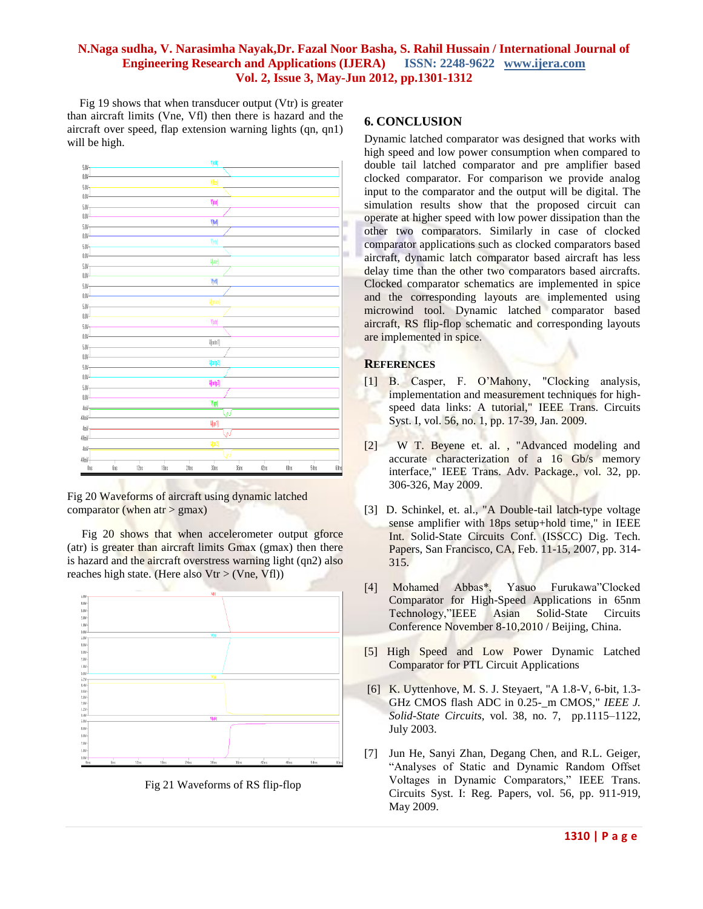Fig 19 shows that when transducer output (Vtr) is greater than aircraft limits (Vne, Vfl) then there is hazard and the aircraft over speed, flap extension warning lights (qn, qn1) will be high.

Fig 20 Waveforms of aircraft using dynamic latched comparator (when atr > gmax)

Fig 20 shows that when accelerometer output gforce (atr) is greater than aircraft limits Gmax (gmax) then there is hazard and the aircraft overstress warning light (qn2) also reaches high state. (Here also Vtr > (Vne, Vfl))

Fig 21 Waveforms of RS flip-flop

## 6. CONCLUSION

Dynamic latched comparator was designed that works with high speed and low power consumption when compared to double tail latched comparator and pre amplifier based clocked comparator. For comparison we provide analog input to the comparator and the output will be digital. The simulation results show that the proposed circuit can operate at higher speed with low power dissipation than the other two comparators. Similarly in case of clocked comparator applications such as clocked comparators based aircraft, dynamic latch comparator based aircraft has less delay time than the other two comparators based aircrafts. Clocked comparator schematics are implemented in spice and the corresponding layouts are implemented using microwind tool. Dynamic latched comparator based aircraft, RS flip-flop schematic and corresponding layouts are implemented in spice.

## REFERENCES

[1] B. Casper, F. O'Mahony, "Clocking analysis, implementation and measurement techniques for high-speed data links: A tutorial," IEEE Trans. Circuits Syst. I, vol. 56, no. 1, pp. 17-39, Jan. 2009.

[2] W T. Beyene et. al. , "Advanced modeling and accurate characterization of a 16 Gb/s memory interface," IEEE Trans. Adv. Package., vol. 32, pp. 306-326, May 2009.

[3] D. Schinkel, et. al., "A Double-tail latch-type voltage sense amplifier with 18ps setup+hold time," in IEEE Int. Solid-State Circuits Conf. (ISSCC) Dig. Tech. Papers, San Francisco, CA, Feb. 11-15, 2007, pp. 314-315.

[4] Mohamed Abbas*, Yasuo Furukawa"Clocked Comparator for High-Speed Applications in 65nm Technology,"IEEE Asian Solid-State Circuits Conference November 8-10,2010 / Beijing, China.

[5] High Speed and Low Power Dynamic Latched Comparator for PTL Circuit Applications

[6] K. Uyttenhove, M. S. J. Steyaert, "A 1.8-V, 6-bit, 1.3-GHz CMOS flash ADC in 0.25-_m CMOS," *IEEE J. Solid-State Circuits*, vol. 38, no. 7, pp.1115–1122, July 2003.

[7] Jun He, Sanyi Zhan, Degang Chen, and R.L. Geiger, "Analyses of Static and Dynamic Random Offset Voltages in Dynamic Comparators," IEEE Trans. Circuits Syst. I: Reg. Papers, vol. 56, pp. 911-919, May 2009.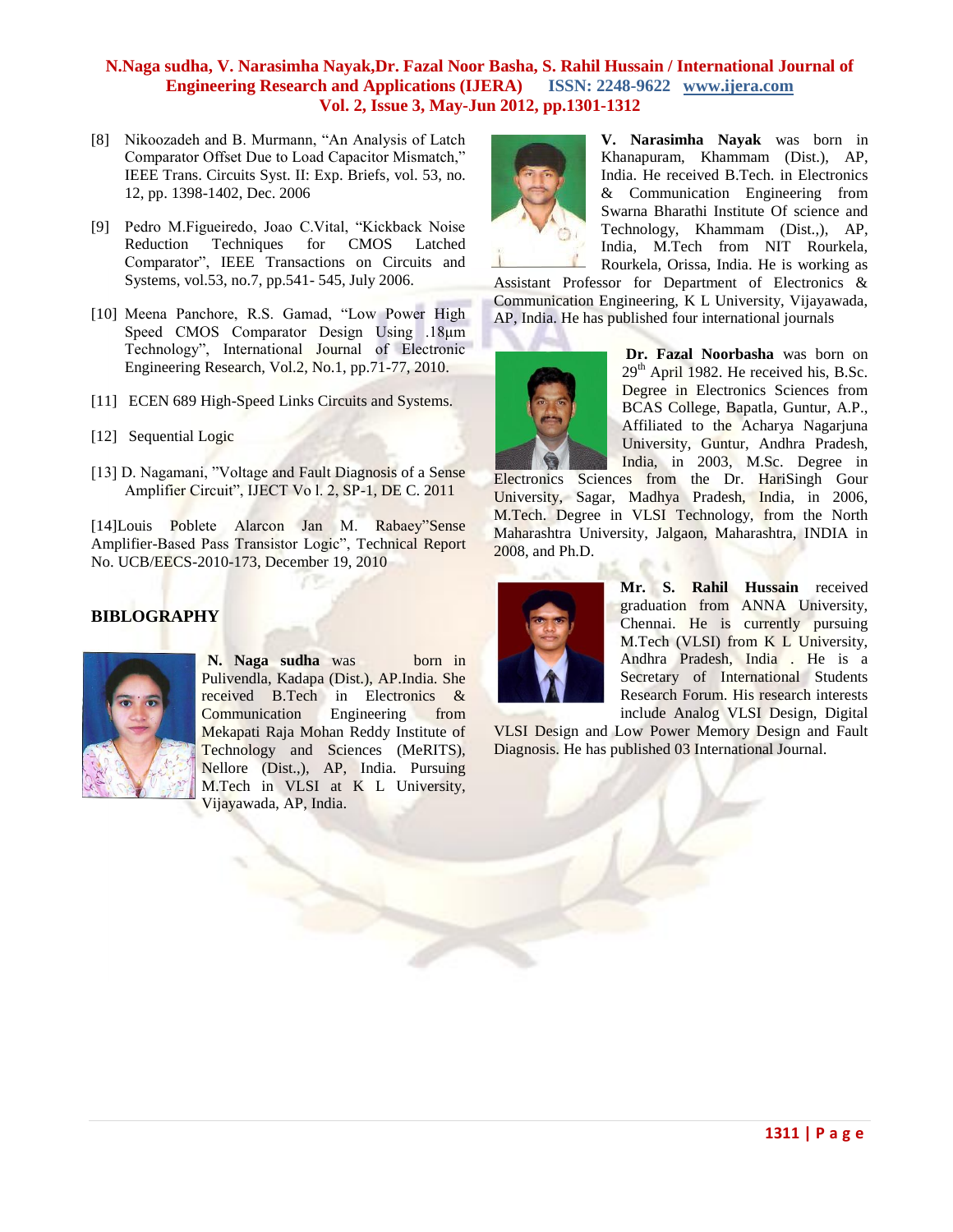[8] Nikoozadeh and B. Murmann, "An Analysis of Latch Comparator Offset Due to Load Capacitor Mismatch," IEEE Trans. Circuits Syst. II: Exp. Briefs, vol. 53, no. 12, pp. 1398-1402, Dec. 2006

[9] Pedro M.Figueiredo, Joao C.Vital, "Kickback Noise Reduction Techniques for CMOS Latched Comparator", IEEE Transactions on Circuits and Systems, vol.53, no.7, pp.541- 545, July 2006.

[10] Meena Panchore, R.S. Gamad, "Low Power High Speed CMOS Comparator Design Using .18µm Technology", International Journal of Electronic Engineering Research, Vol.2, No.1, pp.71-77, 2010.

[11] ECEN 689 High-Speed Links Circuits and Systems.

[12] Sequential Logic

[13] D. Nagamani, "Voltage and Fault Diagnosis of a Sense Amplifier Circuit", IJECT Vo l. 2, SP-1, DE C. 2011

[14]Louis Poblete Alarcon Jan M. Rabaey"Sense Amplifier-Based Pass Transistor Logic", Technical Report No. UCB/EECS-2010-173, December 19, 2010

## BIBLOGRAPHY

**N. Naga sudha** was born in Pulivendla, Kadapa (Dist.), AP.India. She received B.Tech in Electronics & Communication Engineering from Mekapati Raja Mohan Reddy Institute of Technology and Sciences (MeRITS), Nellore (Dist.,), AP, India. Pursuing M.Tech in VLSI at K L University, Vijayawada, AP, India.

**V. Narasimha Nayak** was born in Khanapuram, Khammam (Dist.), AP, India. He received B.Tech. in Electronics & Communication Engineering from Swarna Bharathi Institute Of science and Technology, Khammam (Dist.,), AP, India, M.Tech from NIT Rourkela, Rourkela, Orissa, India. He is working as Assistant Professor for Department of Electronics & Communication Engineering, K L University, Vijayawada, AP, India. He has published four international journals

**Dr. Fazal Noorbasha** was born on 29th April 1982. He received his, B.Sc. Degree in Electronics Sciences from BCAS College, Bapatla, Guntur, A.P., Affiliated to the Acharya Nagarjuna University, Guntur, Andhra Pradesh, India, in 2003, M.Sc. Degree in Electronics Sciences from the Dr. HariSingh Gour University, Sagar, Madhya Pradesh, India, in 2006, M.Tech. Degree in VLSI Technology, from the North Maharashtra University, Jalgaon, Maharashtra, INDIA in 2008, and Ph.D.

**Mr. S. Rahil Hussain** received graduation from ANNA University, Chennai. He is currently pursuing M.Tech (VLSI) from K L University, Andhra Pradesh, India . He is a Secretary of International Students Research Forum. His research interests include Analog VLSI Design, Digital VLSI Design and Low Power Memory Design and Fault Diagnosis. He has published 03 International Journal.